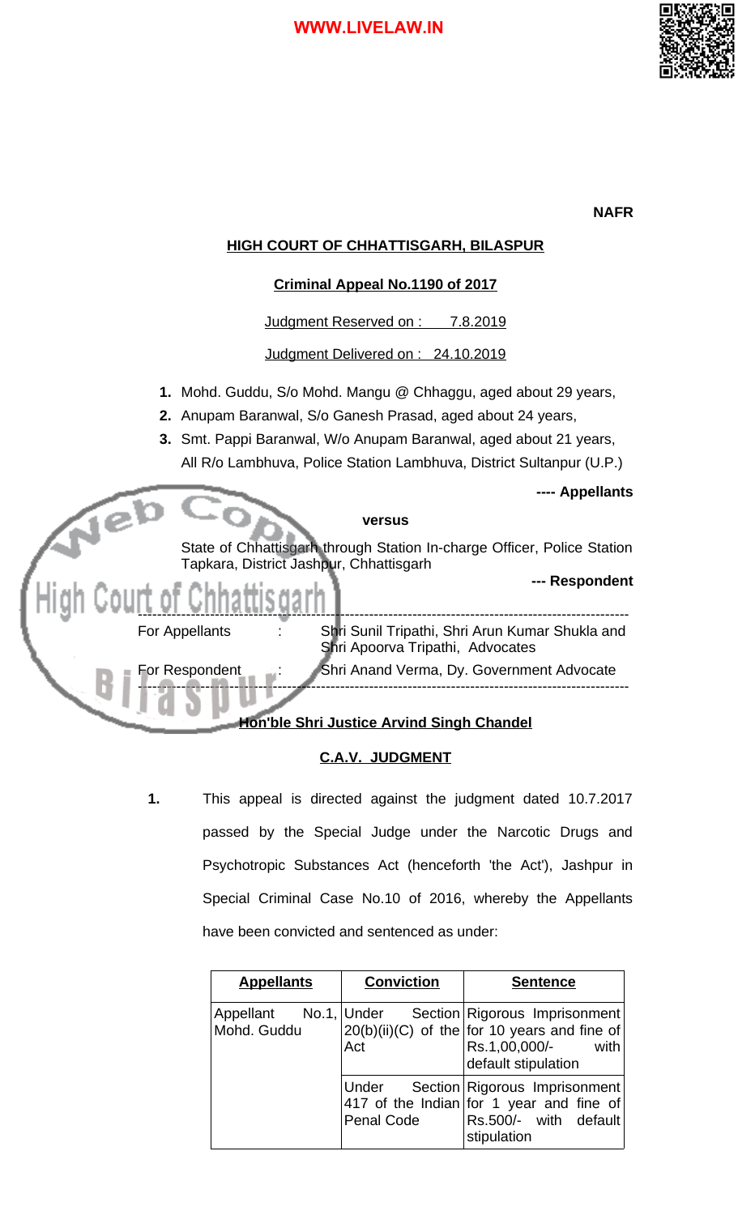NAFR

**HIGH COURT OF CHHATTISGARH, BILASPUR**

**Criminal Appeal No.1190 of 2017**

Judgment Reserved on : 7.8.2019

Judgment Delivered on : 24.10.2019

1. Mohd. Guddu, S/o Mohd. Mangu @ Chhaggu, aged about 29 years,
2. Anupam Baranwal, S/o Ganesh Prasad, aged about 24 years,
3. Smt. Pappi Baranwal, W/o Anupam Baranwal, aged about 21 years, All R/o Lambhuva, Police Station Lambhuva, District Sultanpur (U.P.)

---- **Appellants**

**versus**

State of Chhattisgarh through Station In-charge Officer, Police Station Tapkara, District Jashpur, Chhattisgarh

--- **Respondent**

---

For Appellants : Shri Sunil Tripathi, Shri Arun Kumar Shukla and Shri Apoorva Tripathi, Advocates

For Respondent : Shri Anand Verma, Dy. Government Advocate

---

**Hon'ble Shri Justice Arvind Singh Chandel**

**C.A.V. JUDGMENT**

1. This appeal is directed against the judgment dated 10.7.2017 passed by the Special Judge under the Narcotic Drugs and Psychotropic Substances Act (henceforth 'the Act'), Jashpur in Special Criminal Case No.10 of 2016, whereby the Appellants have been convicted and sentenced as under:

| Appellants | Conviction | Sentence |
|---|---|---|
| Appellant No.1, Mohd. Guddu | Under Section 20(b)(ii)(C) of the Act | Rigorous Imprisonment for 10 years and fine of Rs.1,00,000/- with default stipulation |
| | Under Section 417 of the Indian Penal Code | Rigorous Imprisonment for 1 year and fine of Rs.500/- with default stipulation |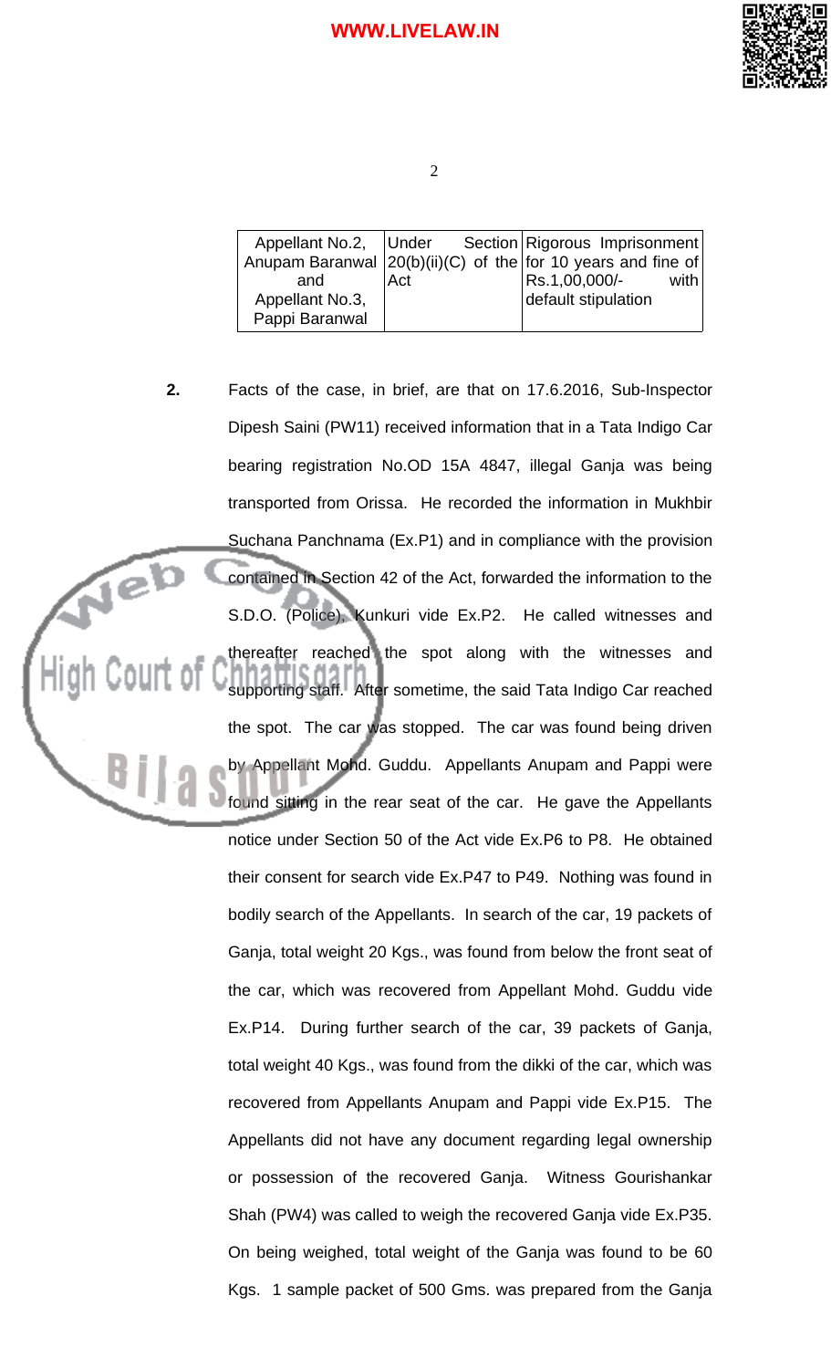| Appellant No.2, Anupam Baranwal and Appellant No.3, Pappi Baranwal | Under Section 20(b)(ii)(C) of the Act | Rigorous Imprisonment for 10 years and fine of Rs.1,00,000/- with default stipulation |
|---|---|---|

**2.** Facts of the case, in brief, are that on 17.6.2016, Sub-Inspector Dipesh Saini (PW11) received information that in a Tata Indigo Car bearing registration No.OD 15A 4847, illegal Ganja was being transported from Orissa. He recorded the information in Mukhbir Suchana Panchnama (Ex.P1) and in compliance with the provision contained in Section 42 of the Act, forwarded the information to the S.D.O. (Police), Kunkuri vide Ex.P2. He called witnesses and thereafter reached the spot along with the witnesses and supporting staff. After sometime, the said Tata Indigo Car reached the spot. The car was stopped. The car was found being driven by Appellant Mohd. Guddu. Appellants Anupam and Pappi were found sitting in the rear seat of the car. He gave the Appellants notice under Section 50 of the Act vide Ex.P6 to P8. He obtained their consent for search vide Ex.P47 to P49. Nothing was found in bodily search of the Appellants. In search of the car, 19 packets of Ganja, total weight 20 Kgs., was found from below the front seat of the car, which was recovered from Appellant Mohd. Guddu vide Ex.P14. During further search of the car, 39 packets of Ganja, total weight 40 Kgs., was found from the dikki of the car, which was recovered from Appellants Anupam and Pappi vide Ex.P15. The Appellants did not have any document regarding legal ownership or possession of the recovered Ganja. Witness Gourishankar Shah (PW4) was called to weigh the recovered Ganja vide Ex.P35. On being weighed, total weight of the Ganja was found to be 60 Kgs. 1 sample packet of 500 Gms. was prepared from the Ganja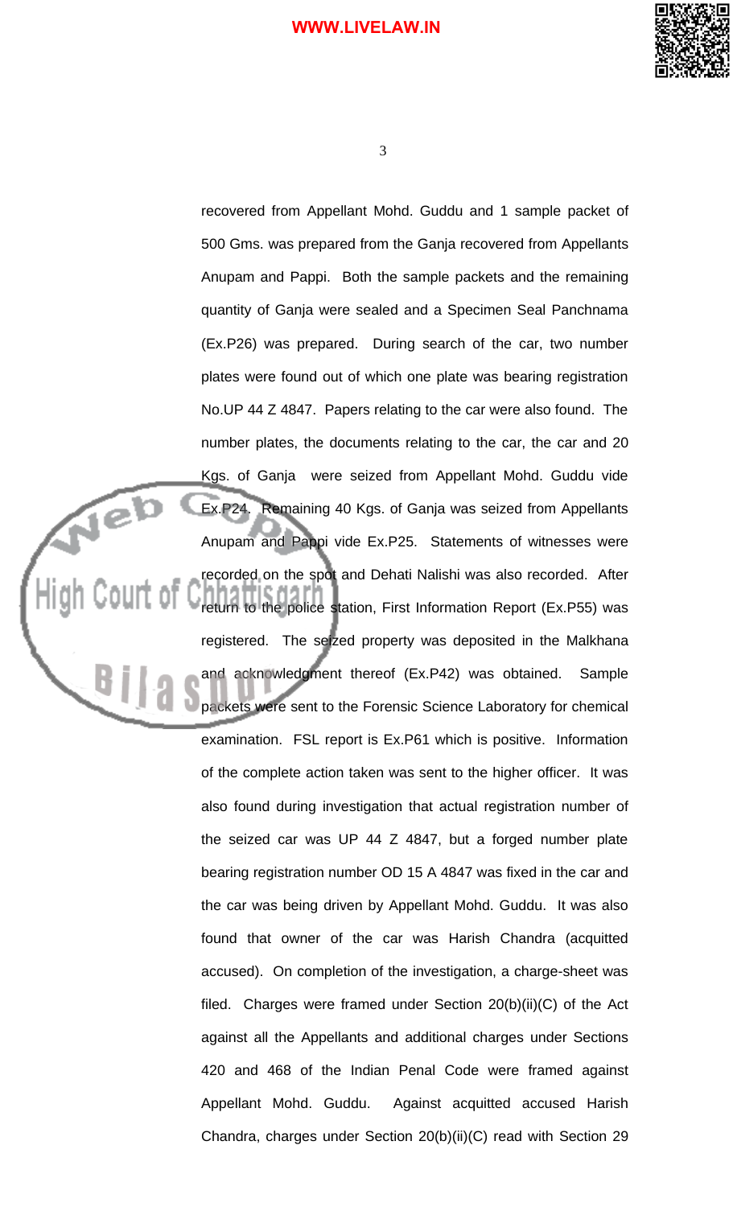recovered from Appellant Mohd. Guddu and 1 sample packet of 500 Gms. was prepared from the Ganja recovered from Appellants Anupam and Pappi. Both the sample packets and the remaining quantity of Ganja were sealed and a Specimen Seal Panchnama (Ex.P26) was prepared. During search of the car, two number plates were found out of which one plate was bearing registration No.UP 44 Z 4847. Papers relating to the car were also found. The number plates, the documents relating to the car, the car and 20 Kgs. of Ganja were seized from Appellant Mohd. Guddu vide Ex.P24. Remaining 40 Kgs. of Ganja was seized from Appellants Anupam and Pappi vide Ex.P25. Statements of witnesses were recorded on the spot and Dehati Nalishi was also recorded. After return to the police station, First Information Report (Ex.P55) was registered. The seized property was deposited in the Malkhana and acknowledgment thereof (Ex.P42) was obtained. Sample packets were sent to the Forensic Science Laboratory for chemical examination. FSL report is Ex.P61 which is positive. Information of the complete action taken was sent to the higher officer. It was also found during investigation that actual registration number of the seized car was UP 44 Z 4847, but a forged number plate bearing registration number OD 15 A 4847 was fixed in the car and the car was being driven by Appellant Mohd. Guddu. It was also found that owner of the car was Harish Chandra (acquitted accused). On completion of the investigation, a charge-sheet was filed. Charges were framed under Section 20(b)(ii)(C) of the Act against all the Appellants and additional charges under Sections 420 and 468 of the Indian Penal Code were framed against Appellant Mohd. Guddu. Against acquitted accused Harish Chandra, charges under Section 20(b)(ii)(C) read with Section 29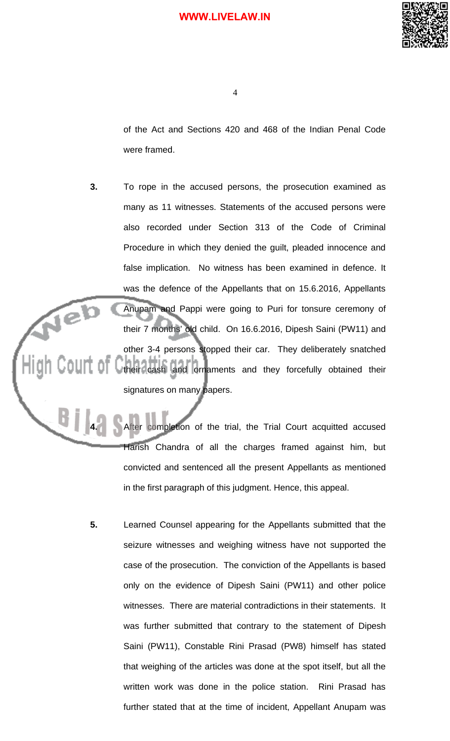of the Act and Sections 420 and 468 of the Indian Penal Code were framed.

**3.** To rope in the accused persons, the prosecution examined as many as 11 witnesses. Statements of the accused persons were also recorded under Section 313 of the Code of Criminal Procedure in which they denied the guilt, pleaded innocence and false implication. No witness has been examined in defence. It was the defence of the Appellants that on 15.6.2016, Appellants Anupam and Pappi were going to Puri for tonsure ceremony of their 7 months' old child. On 16.6.2016, Dipesh Saini (PW11) and other 3-4 persons stopped their car. They deliberately snatched their cash and ornaments and they forcefully obtained their signatures on many papers.

**4.** After completion of the trial, the Trial Court acquitted accused Harish Chandra of all the charges framed against him, but convicted and sentenced all the present Appellants as mentioned in the first paragraph of this judgment. Hence, this appeal.

**5.** Learned Counsel appearing for the Appellants submitted that the seizure witnesses and weighing witness have not supported the case of the prosecution. The conviction of the Appellants is based only on the evidence of Dipesh Saini (PW11) and other police witnesses. There are material contradictions in their statements. It was further submitted that contrary to the statement of Dipesh Saini (PW11), Constable Rini Prasad (PW8) himself has stated that weighing of the articles was done at the spot itself, but all the written work was done in the police station. Rini Prasad has further stated that at the time of incident, Appellant Anupam was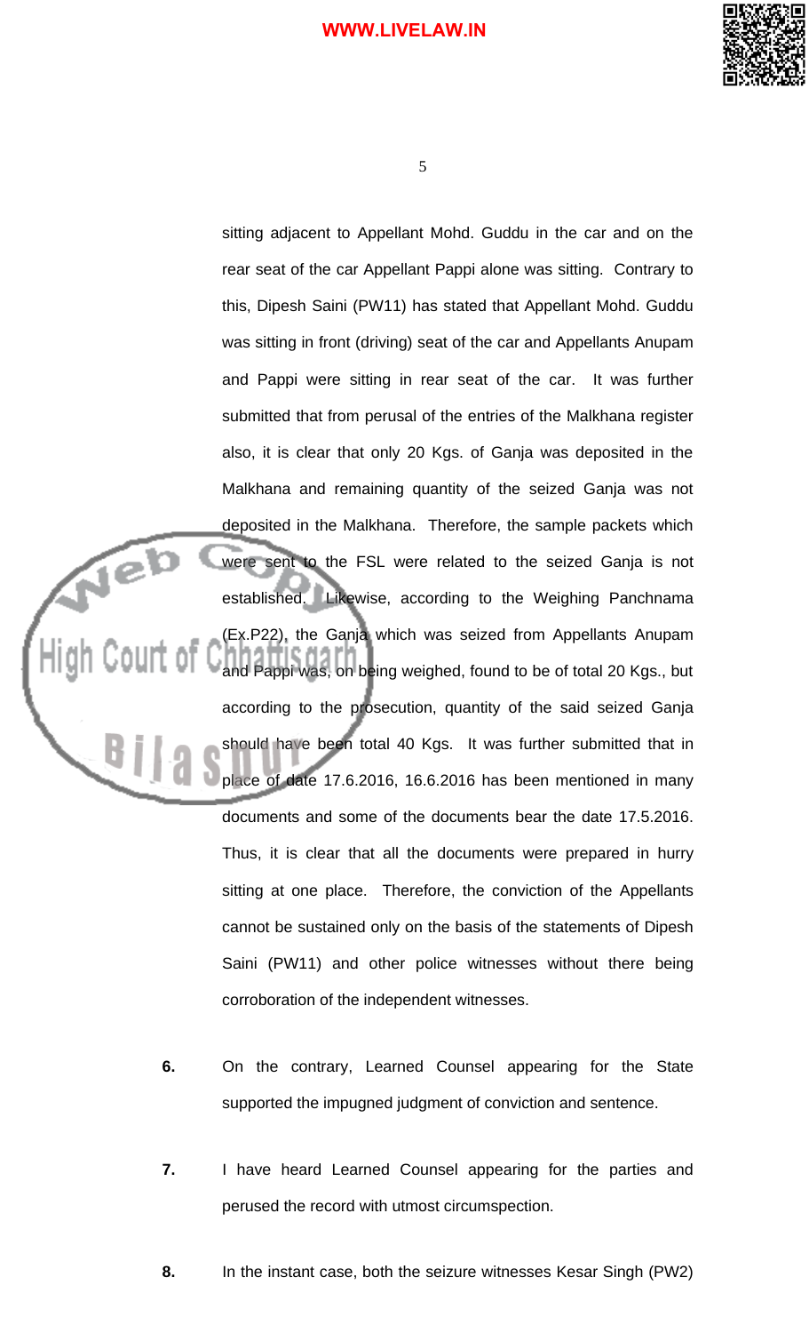sitting adjacent to Appellant Mohd. Guddu in the car and on the rear seat of the car Appellant Pappi alone was sitting. Contrary to this, Dipesh Saini (PW11) has stated that Appellant Mohd. Guddu was sitting in front (driving) seat of the car and Appellants Anupam and Pappi were sitting in rear seat of the car. It was further submitted that from perusal of the entries of the Malkhana register also, it is clear that only 20 Kgs. of Ganja was deposited in the Malkhana and remaining quantity of the seized Ganja was not deposited in the Malkhana. Therefore, the sample packets which were sent to the FSL were related to the seized Ganja is not established. Likewise, according to the Weighing Panchnama (Ex.P22), the Ganja which was seized from Appellants Anupam and Pappi was, on being weighed, found to be of total 20 Kgs., but according to the prosecution, quantity of the said seized Ganja should have been total 40 Kgs. It was further submitted that in place of date 17.6.2016, 16.6.2016 has been mentioned in many documents and some of the documents bear the date 17.5.2016. Thus, it is clear that all the documents were prepared in hurry sitting at one place. Therefore, the conviction of the Appellants cannot be sustained only on the basis of the statements of Dipesh Saini (PW11) and other police witnesses without there being corroboration of the independent witnesses.

**6.** On the contrary, Learned Counsel appearing for the State supported the impugned judgment of conviction and sentence.

**7.** I have heard Learned Counsel appearing for the parties and perused the record with utmost circumspection.

**8.** In the instant case, both the seizure witnesses Kesar Singh (PW2)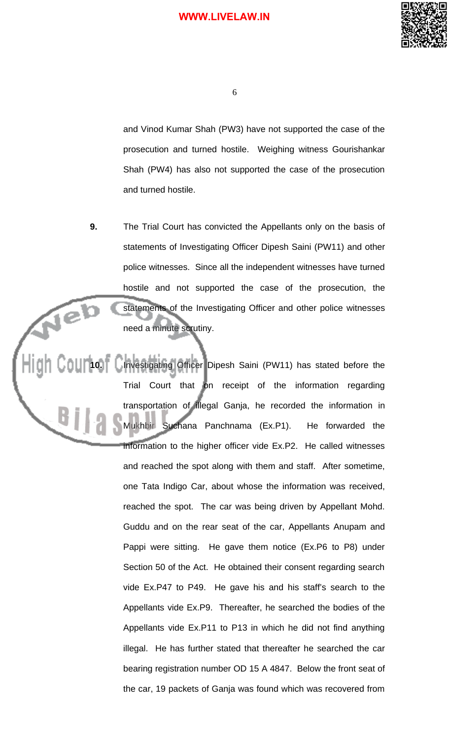and Vinod Kumar Shah (PW3) have not supported the case of the prosecution and turned hostile. Weighing witness Gourishankar Shah (PW4) has also not supported the case of the prosecution and turned hostile.

**9.** The Trial Court has convicted the Appellants only on the basis of statements of Investigating Officer Dipesh Saini (PW11) and other police witnesses. Since all the independent witnesses have turned hostile and not supported the case of the prosecution, the statements of the Investigating Officer and other police witnesses need a minute scrutiny.

**10.** Investigating Officer Dipesh Saini (PW11) has stated before the Trial Court that on receipt of the information regarding transportation of illegal Ganja, he recorded the information in Mukhbir Suchana Panchnama (Ex.P1). He forwarded the information to the higher officer vide Ex.P2. He called witnesses and reached the spot along with them and staff. After sometime, one Tata Indigo Car, about whose the information was received, reached the spot. The car was being driven by Appellant Mohd. Guddu and on the rear seat of the car, Appellants Anupam and Pappi were sitting. He gave them notice (Ex.P6 to P8) under Section 50 of the Act. He obtained their consent regarding search vide Ex.P47 to P49. He gave his and his staff's search to the Appellants vide Ex.P9. Thereafter, he searched the bodies of the Appellants vide Ex.P11 to P13 in which he did not find anything illegal. He has further stated that thereafter he searched the car bearing registration number OD 15 A 4847. Below the front seat of the car, 19 packets of Ganja was found which was recovered from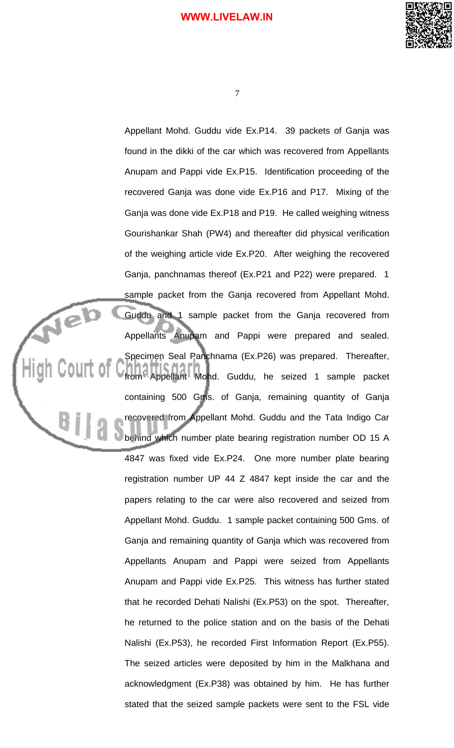Appellant Mohd. Guddu vide Ex.P14. 39 packets of Ganja was found in the dikki of the car which was recovered from Appellants Anupam and Pappi vide Ex.P15. Identification proceeding of the recovered Ganja was done vide Ex.P16 and P17. Mixing of the Ganja was done vide Ex.P18 and P19. He called weighing witness Gourishankar Shah (PW4) and thereafter did physical verification of the weighing article vide Ex.P20. After weighing the recovered Ganja, panchnamas thereof (Ex.P21 and P22) were prepared. 1 sample packet from the Ganja recovered from Appellant Mohd. Guddu and 1 sample packet from the Ganja recovered from Appellants Anupam and Pappi were prepared and sealed. Specimen Seal Panchnama (Ex.P26) was prepared. Thereafter, from Appellant Mohd. Guddu, he seized 1 sample packet containing 500 Gms. of Ganja, remaining quantity of Ganja recovered from Appellant Mohd. Guddu and the Tata Indigo Car behind which number plate bearing registration number OD 15 A 4847 was fixed vide Ex.P24. One more number plate bearing registration number UP 44 Z 4847 kept inside the car and the papers relating to the car were also recovered and seized from Appellant Mohd. Guddu. 1 sample packet containing 500 Gms. of Ganja and remaining quantity of Ganja which was recovered from Appellants Anupam and Pappi were seized from Appellants Anupam and Pappi vide Ex.P25. This witness has further stated that he recorded Dehati Nalishi (Ex.P53) on the spot. Thereafter, he returned to the police station and on the basis of the Dehati Nalishi (Ex.P53), he recorded First Information Report (Ex.P55). The seized articles were deposited by him in the Malkhana and acknowledgment (Ex.P38) was obtained by him. He has further stated that the seized sample packets were sent to the FSL vide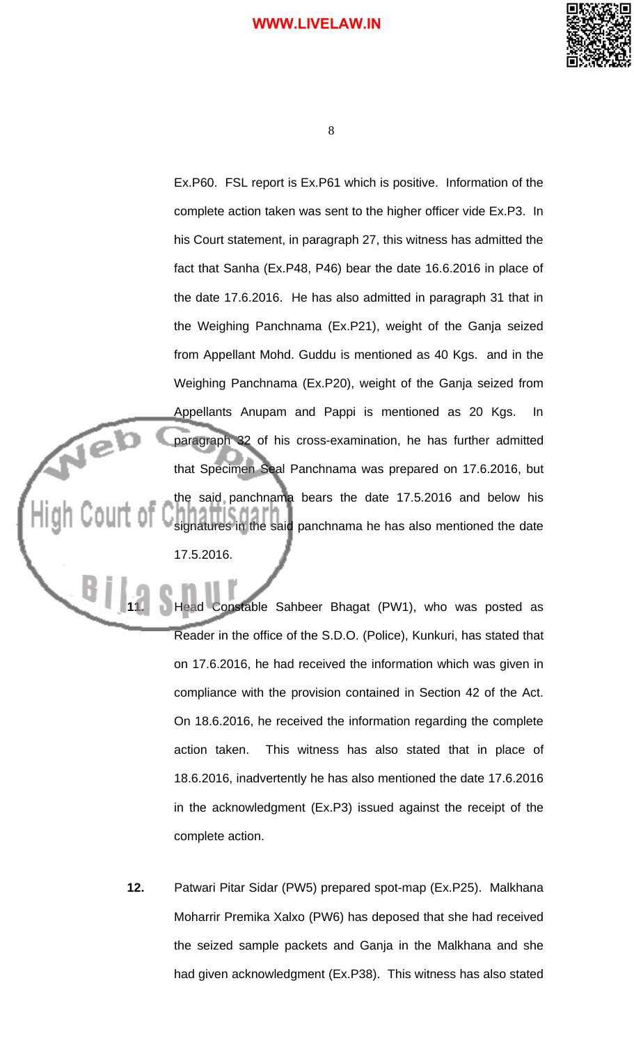Ex.P60. FSL report is Ex.P61 which is positive. Information of the complete action taken was sent to the higher officer vide Ex.P3. In his Court statement, in paragraph 27, this witness has admitted the fact that Sanha (Ex.P48, P46) bear the date 16.6.2016 in place of the date 17.6.2016. He has also admitted in paragraph 31 that in the Weighing Panchnama (Ex.P21), weight of the Ganja seized from Appellant Mohd. Guddu is mentioned as 40 Kgs. and in the Weighing Panchnama (Ex.P20), weight of the Ganja seized from Appellants Anupam and Pappi is mentioned as 20 Kgs. In paragraph 32 of his cross-examination, he has further admitted that Specimen Seal Panchnama was prepared on 17.6.2016, but the said panchnama bears the date 17.5.2016 and below his signatures in the said panchnama he has also mentioned the date 17.5.2016.

**11.** Head Constable Sahbeer Bhagat (PW1), who was posted as Reader in the office of the S.D.O. (Police), Kunkuri, has stated that on 17.6.2016, he had received the information which was given in compliance with the provision contained in Section 42 of the Act. On 18.6.2016, he received the information regarding the complete action taken. This witness has also stated that in place of 18.6.2016, inadvertently he has also mentioned the date 17.6.2016 in the acknowledgment (Ex.P3) issued against the receipt of the complete action.

**12.** Patwari Pitar Sidar (PW5) prepared spot-map (Ex.P25). Malkhana Moharrir Premika Xalxo (PW6) has deposed that she had received the seized sample packets and Ganja in the Malkhana and she had given acknowledgment (Ex.P38). This witness has also stated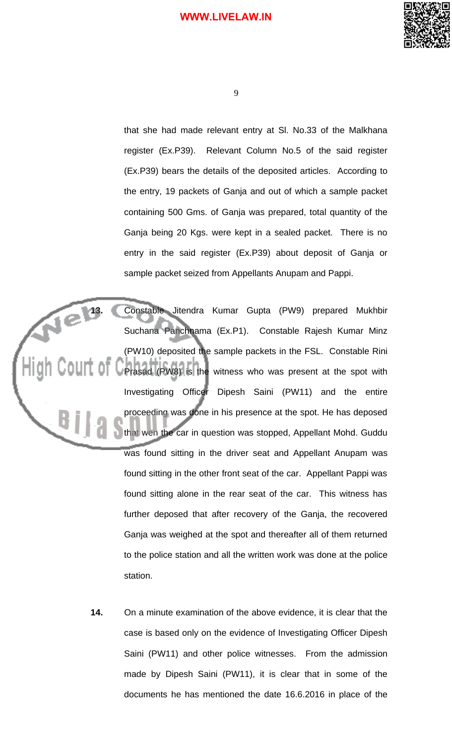that she had made relevant entry at Sl. No.33 of the Malkhana register (Ex.P39). Relevant Column No.5 of the said register (Ex.P39) bears the details of the deposited articles. According to the entry, 19 packets of Ganja and out of which a sample packet containing 500 Gms. of Ganja was prepared, total quantity of the Ganja being 20 Kgs. were kept in a sealed packet. There is no entry in the said register (Ex.P39) about deposit of Ganja or sample packet seized from Appellants Anupam and Pappi.

**13.** Constable Jitendra Kumar Gupta (PW9) prepared Mukhbir Suchana Panchnama (Ex.P1). Constable Rajesh Kumar Minz (PW10) deposited the sample packets in the FSL. Constable Rini Prasad (PW8) is the witness who was present at the spot with Investigating Officer Dipesh Saini (PW11) and the entire proceeding was done in his presence at the spot. He has deposed that wen the car in question was stopped, Appellant Mohd. Guddu was found sitting in the driver seat and Appellant Anupam was found sitting in the other front seat of the car. Appellant Pappi was found sitting alone in the rear seat of the car. This witness has further deposed that after recovery of the Ganja, the recovered Ganja was weighed at the spot and thereafter all of them returned to the police station and all the written work was done at the police station.

**14.** On a minute examination of the above evidence, it is clear that the case is based only on the evidence of Investigating Officer Dipesh Saini (PW11) and other police witnesses. From the admission made by Dipesh Saini (PW11), it is clear that in some of the documents he has mentioned the date 16.6.2016 in place of the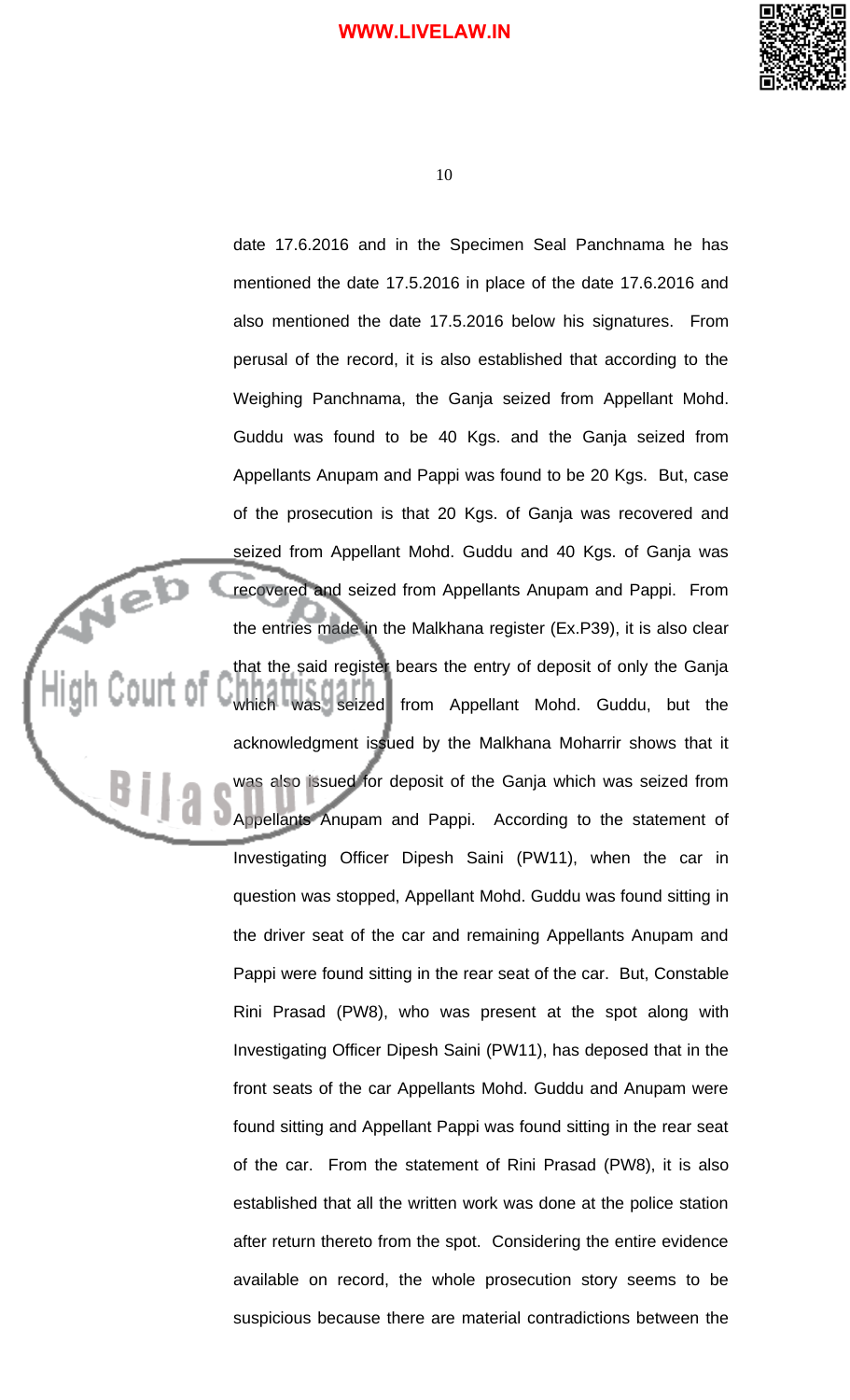date 17.6.2016 and in the Specimen Seal Panchnama he has mentioned the date 17.5.2016 in place of the date 17.6.2016 and also mentioned the date 17.5.2016 below his signatures. From perusal of the record, it is also established that according to the Weighing Panchnama, the Ganja seized from Appellant Mohd. Guddu was found to be 40 Kgs. and the Ganja seized from Appellants Anupam and Pappi was found to be 20 Kgs. But, case of the prosecution is that 20 Kgs. of Ganja was recovered and seized from Appellant Mohd. Guddu and 40 Kgs. of Ganja was recovered and seized from Appellants Anupam and Pappi. From the entries made in the Malkhana register (Ex.P39), it is also clear that the said register bears the entry of deposit of only the Ganja which was seized from Appellant Mohd. Guddu, but the acknowledgment issued by the Malkhana Moharrir shows that it was also issued for deposit of the Ganja which was seized from Appellants Anupam and Pappi. According to the statement of Investigating Officer Dipesh Saini (PW11), when the car in question was stopped, Appellant Mohd. Guddu was found sitting in the driver seat of the car and remaining Appellants Anupam and Pappi were found sitting in the rear seat of the car. But, Constable Rini Prasad (PW8), who was present at the spot along with Investigating Officer Dipesh Saini (PW11), has deposed that in the front seats of the car Appellants Mohd. Guddu and Anupam were found sitting and Appellant Pappi was found sitting in the rear seat of the car. From the statement of Rini Prasad (PW8), it is also established that all the written work was done at the police station after return thereto from the spot. Considering the entire evidence available on record, the whole prosecution story seems to be suspicious because there are material contradictions between the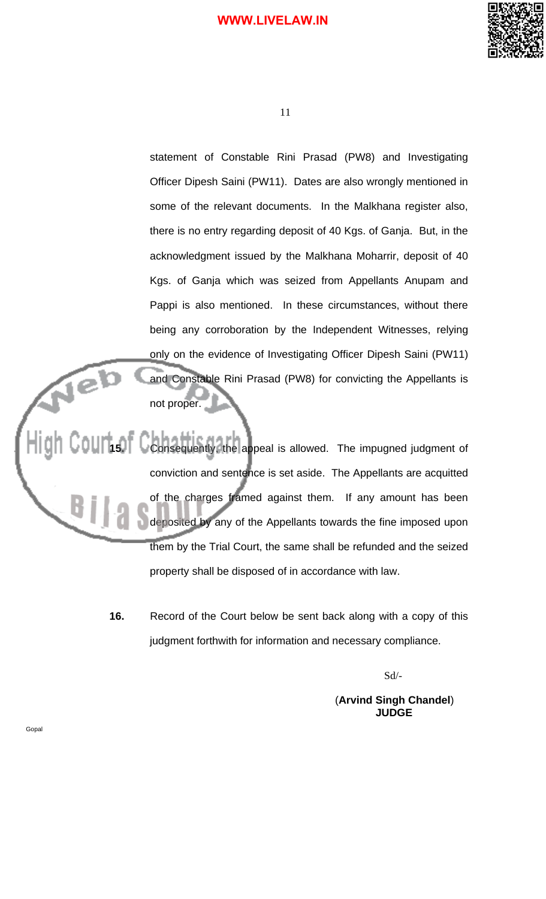statement of Constable Rini Prasad (PW8) and Investigating Officer Dipesh Saini (PW11). Dates are also wrongly mentioned in some of the relevant documents. In the Malkhana register also, there is no entry regarding deposit of 40 Kgs. of Ganja. But, in the acknowledgment issued by the Malkhana Moharrir, deposit of 40 Kgs. of Ganja which was seized from Appellants Anupam and Pappi is also mentioned. In these circumstances, without there being any corroboration by the Independent Witnesses, relying only on the evidence of Investigating Officer Dipesh Saini (PW11) and Constable Rini Prasad (PW8) for convicting the Appellants is not proper.

**15.** Consequently, the appeal is allowed. The impugned judgment of conviction and sentence is set aside. The Appellants are acquitted of the charges framed against them. If any amount has been deposited by any of the Appellants towards the fine imposed upon them by the Trial Court, the same shall be refunded and the seized property shall be disposed of in accordance with law.

**16.** Record of the Court below be sent back along with a copy of this judgment forthwith for information and necessary compliance.

Sd/-

(**Arvind Singh Chandel**)
**JUDGE**

Gopal